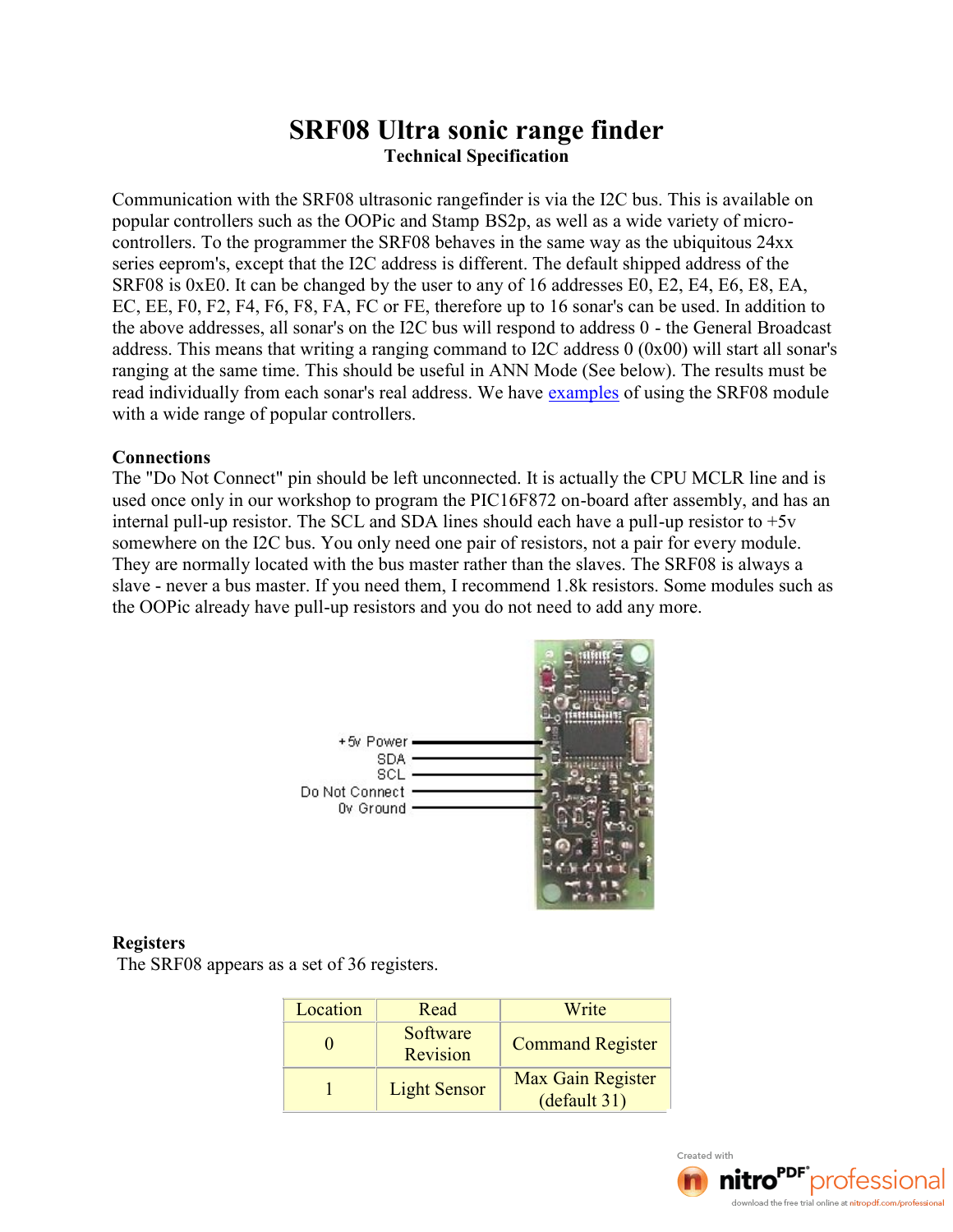# SRF08 Ultra sonic range finder

**Technical Specification**

Communication with the SRF08 ultrasonic rangefinder is via the I2C bus. This is available on popular controllers such as the OOPic and Stamp BS2p, as well as a wide variety of micro-controllers. To the programmer the SRF08 behaves in the same way as the ubiquitous 24xx series eeprom's, except that the I2C address is different. The default shipped address of the SRF08 is 0xE0. It can be changed by the user to any of 16 addresses E0, E2, E4, E6, E8, EA, EC, EE, F0, F2, F4, F6, F8, FA, FC or FE, therefore up to 16 sonar's can be used. In addition to the above addresses, all sonar's on the I2C bus will respond to address 0 - the General Broadcast address. This means that writing a ranging command to I2C address 0 (0x00) will start all sonar's ranging at the same time. This should be useful in ANN Mode (See below). The results must be read individually from each sonar's real address. We have examples of using the SRF08 module with a wide range of popular controllers.

**Connections**

The "Do Not Connect" pin should be left unconnected. It is actually the CPU MCLR line and is used once only in our workshop to program the PIC16F872 on-board after assembly, and has an internal pull-up resistor. The SCL and SDA lines should each have a pull-up resistor to +5v somewhere on the I2C bus. You only need one pair of resistors, not a pair for every module. They are normally located with the bus master rather than the slaves. The SRF08 is always a slave - never a bus master. If you need them, I recommend 1.8k resistors. Some modules such as the OOPic already have pull-up resistors and you do not need to add any more.

+5v Power
SDA
SCL
Do Not Connect
0v Ground

**Registers**

The SRF08 appears as a set of 36 registers.

| Location | Read | Write |
|---|---|---|
| 0 | Software Revision | Command Register |
| 1 | Light Sensor | Max Gain Register (default 31) |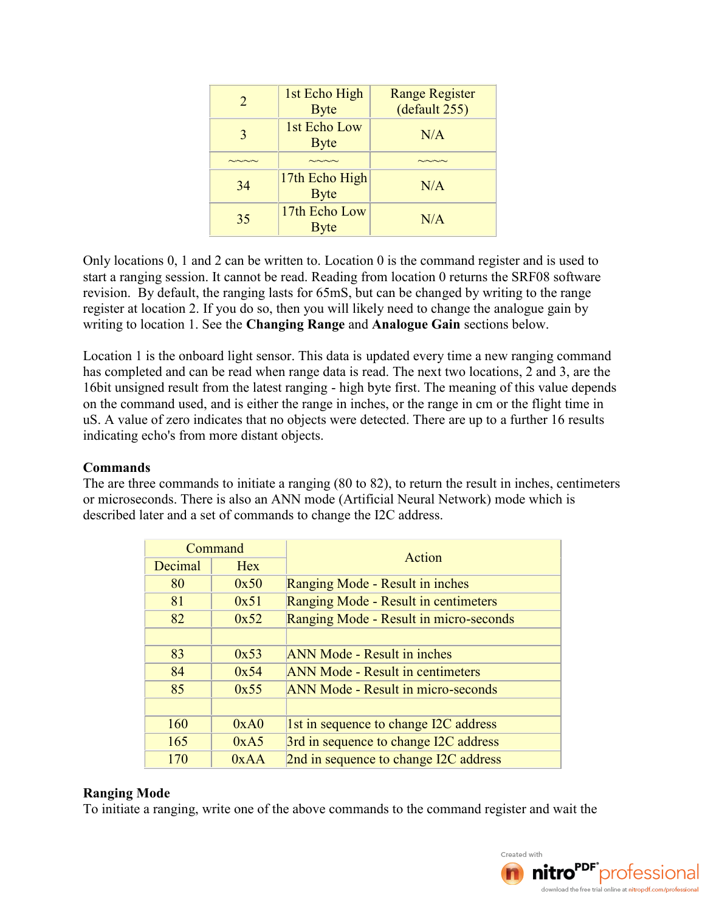| 2 | 1st Echo High Byte | Range Register (default 255) |
|---|---|---|
| 3 | 1st Echo Low Byte | N/A |
| ~~~~ | ~~~~ | ~~~~ |
| 34 | 17th Echo High Byte | N/A |
| 35 | 17th Echo Low Byte | N/A |

Only locations 0, 1 and 2 can be written to. Location 0 is the command register and is used to start a ranging session. It cannot be read. Reading from location 0 returns the SRF08 software revision. By default, the ranging lasts for 65mS, but can be changed by writing to the range register at location 2. If you do so, then you will likely need to change the analogue gain by writing to location 1. See the **Changing Range** and **Analogue Gain** sections below.

Location 1 is the onboard light sensor. This data is updated every time a new ranging command has completed and can be read when range data is read. The next two locations, 2 and 3, are the 16bit unsigned result from the latest ranging - high byte first. The meaning of this value depends on the command used, and is either the range in inches, or the range in cm or the flight time in uS. A value of zero indicates that no objects were detected. There are up to a further 16 results indicating echo's from more distant objects.

**Commands**

The are three commands to initiate a ranging (80 to 82), to return the result in inches, centimeters or microseconds. There is also an ANN mode (Artificial Neural Network) mode which is described later and a set of commands to change the I2C address.

| Command | | Action |
|---|---|---|
| Decimal | Hex | |
| 80 | 0x50 | Ranging Mode - Result in inches |
| 81 | 0x51 | Ranging Mode - Result in centimeters |
| 82 | 0x52 | Ranging Mode - Result in micro-seconds |
| | | |
| 83 | 0x53 | ANN Mode - Result in inches |
| 84 | 0x54 | ANN Mode - Result in centimeters |
| 85 | 0x55 | ANN Mode - Result in micro-seconds |
| | | |
| 160 | 0xA0 | 1st in sequence to change I2C address |
| 165 | 0xA5 | 3rd in sequence to change I2C address |
| 170 | 0xAA | 2nd in sequence to change I2C address |

**Ranging Mode**

To initiate a ranging, write one of the above commands to the command register and wait the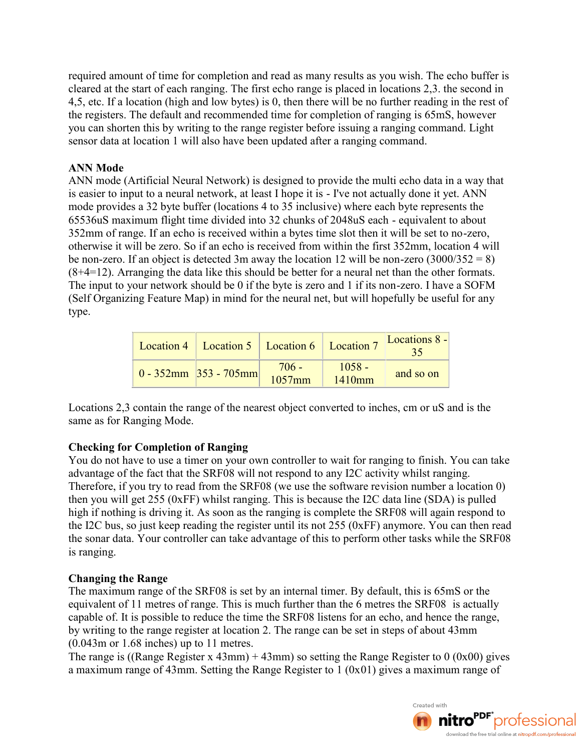required amount of time for completion and read as many results as you wish. The echo buffer is cleared at the start of each ranging. The first echo range is placed in locations 2,3. the second in 4,5, etc. If a location (high and low bytes) is 0, then there will be no further reading in the rest of the registers. The default and recommended time for completion of ranging is 65mS, however you can shorten this by writing to the range register before issuing a ranging command. Light sensor data at location 1 will also have been updated after a ranging command.

**ANN Mode**

ANN mode (Artificial Neural Network) is designed to provide the multi echo data in a way that is easier to input to a neural network, at least I hope it is - I've not actually done it yet. ANN mode provides a 32 byte buffer (locations 4 to 35 inclusive) where each byte represents the 65536uS maximum flight time divided into 32 chunks of 2048uS each - equivalent to about 352mm of range. If an echo is received within a bytes time slot then it will be set to no-zero, otherwise it will be zero. So if an echo is received from within the first 352mm, location 4 will be non-zero. If an object is detected 3m away the location 12 will be non-zero (3000/352 = 8) (8+4=12). Arranging the data like this should be better for a neural net than the other formats. The input to your network should be 0 if the byte is zero and 1 if its non-zero. I have a SOFM (Self Organizing Feature Map) in mind for the neural net, but will hopefully be useful for any type.

| Location 4 | Location 5 | Location 6 | Location 7 | Locations 8 - 35 |
|---|---|---|---|---|
| 0 - 352mm | 353 - 705mm | 706 - 1057mm | 1058 - 1410mm | and so on |

Locations 2,3 contain the range of the nearest object converted to inches, cm or uS and is the same as for Ranging Mode.

**Checking for Completion of Ranging**

You do not have to use a timer on your own controller to wait for ranging to finish. You can take advantage of the fact that the SRF08 will not respond to any I2C activity whilst ranging. Therefore, if you try to read from the SRF08 (we use the software revision number a location 0) then you will get 255 (0xFF) whilst ranging. This is because the I2C data line (SDA) is pulled high if nothing is driving it. As soon as the ranging is complete the SRF08 will again respond to the I2C bus, so just keep reading the register until its not 255 (0xFF) anymore. You can then read the sonar data. Your controller can take advantage of this to perform other tasks while the SRF08 is ranging.

**Changing the Range**

The maximum range of the SRF08 is set by an internal timer. By default, this is 65mS or the equivalent of 11 metres of range. This is much further than the 6 metres the SRF08 is actually capable of. It is possible to reduce the time the SRF08 listens for an echo, and hence the range, by writing to the range register at location 2. The range can be set in steps of about 43mm (0.043m or 1.68 inches) up to 11 metres.

The range is ((Range Register x 43mm) + 43mm) so setting the Range Register to 0 (0x00) gives a maximum range of 43mm. Setting the Range Register to 1 (0x01) gives a maximum range of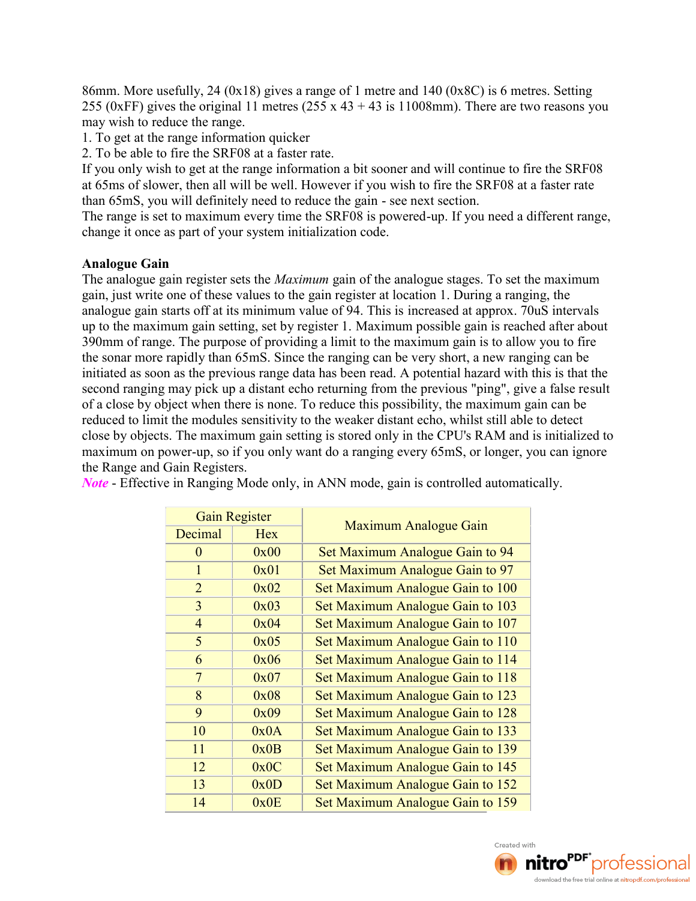86mm. More usefully, 24 (0x18) gives a range of 1 metre and 140 (0x8C) is 6 metres. Setting 255 (0xFF) gives the original 11 metres (255 x 43 + 43 is 11008mm). There are two reasons you may wish to reduce the range.

1. To get at the range information quicker
2. To be able to fire the SRF08 at a faster rate.

If you only wish to get at the range information a bit sooner and will continue to fire the SRF08 at 65ms of slower, then all will be well. However if you wish to fire the SRF08 at a faster rate than 65mS, you will definitely need to reduce the gain - see next section.
The range is set to maximum every time the SRF08 is powered-up. If you need a different range, change it once as part of your system initialization code.

**Analogue Gain**

The analogue gain register sets the *Maximum* gain of the analogue stages. To set the maximum gain, just write one of these values to the gain register at location 1. During a ranging, the analogue gain starts off at its minimum value of 94. This is increased at approx. 70uS intervals up to the maximum gain setting, set by register 1. Maximum possible gain is reached after about 390mm of range. The purpose of providing a limit to the maximum gain is to allow you to fire the sonar more rapidly than 65mS. Since the ranging can be very short, a new ranging can be initiated as soon as the previous range data has been read. A potential hazard with this is that the second ranging may pick up a distant echo returning from the previous "ping", give a false result of a close by object when there is none. To reduce this possibility, the maximum gain can be reduced to limit the modules sensitivity to the weaker distant echo, whilst still able to detect close by objects. The maximum gain setting is stored only in the CPU's RAM and is initialized to maximum on power-up, so if you only want do a ranging every 65mS, or longer, you can ignore the Range and Gain Registers.
*Note* - Effective in Ranging Mode only, in ANN mode, gain is controlled automatically.

| Gain Register | | Maximum Analogue Gain |
|---|---|---|
| Decimal | Hex | |
| 0 | 0x00 | Set Maximum Analogue Gain to 94 |
| 1 | 0x01 | Set Maximum Analogue Gain to 97 |
| 2 | 0x02 | Set Maximum Analogue Gain to 100 |
| 3 | 0x03 | Set Maximum Analogue Gain to 103 |
| 4 | 0x04 | Set Maximum Analogue Gain to 107 |
| 5 | 0x05 | Set Maximum Analogue Gain to 110 |
| 6 | 0x06 | Set Maximum Analogue Gain to 114 |
| 7 | 0x07 | Set Maximum Analogue Gain to 118 |
| 8 | 0x08 | Set Maximum Analogue Gain to 123 |
| 9 | 0x09 | Set Maximum Analogue Gain to 128 |
| 10 | 0x0A | Set Maximum Analogue Gain to 133 |
| 11 | 0x0B | Set Maximum Analogue Gain to 139 |
| 12 | 0x0C | Set Maximum Analogue Gain to 145 |
| 13 | 0x0D | Set Maximum Analogue Gain to 152 |
| 14 | 0x0E | Set Maximum Analogue Gain to 159 |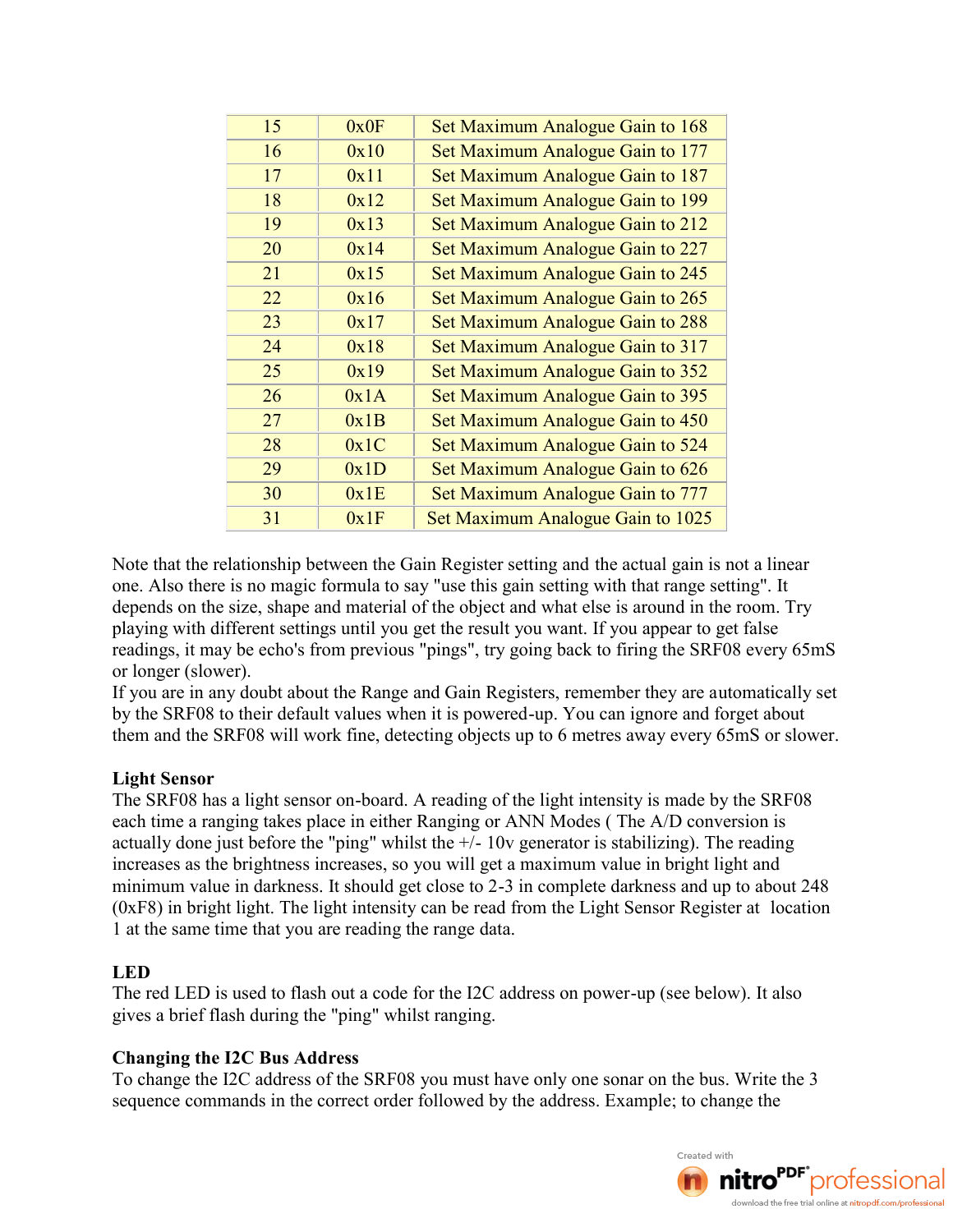| 15 | 0x0F | Set Maximum Analogue Gain to 168 |
|---|---|---|
| 16 | 0x10 | Set Maximum Analogue Gain to 177 |
| 17 | 0x11 | Set Maximum Analogue Gain to 187 |
| 18 | 0x12 | Set Maximum Analogue Gain to 199 |
| 19 | 0x13 | Set Maximum Analogue Gain to 212 |
| 20 | 0x14 | Set Maximum Analogue Gain to 227 |
| 21 | 0x15 | Set Maximum Analogue Gain to 245 |
| 22 | 0x16 | Set Maximum Analogue Gain to 265 |
| 23 | 0x17 | Set Maximum Analogue Gain to 288 |
| 24 | 0x18 | Set Maximum Analogue Gain to 317 |
| 25 | 0x19 | Set Maximum Analogue Gain to 352 |
| 26 | 0x1A | Set Maximum Analogue Gain to 395 |
| 27 | 0x1B | Set Maximum Analogue Gain to 450 |
| 28 | 0x1C | Set Maximum Analogue Gain to 524 |
| 29 | 0x1D | Set Maximum Analogue Gain to 626 |
| 30 | 0x1E | Set Maximum Analogue Gain to 777 |
| 31 | 0x1F | Set Maximum Analogue Gain to 1025 |

Note that the relationship between the Gain Register setting and the actual gain is not a linear one. Also there is no magic formula to say "use this gain setting with that range setting". It depends on the size, shape and material of the object and what else is around in the room. Try playing with different settings until you get the result you want. If you appear to get false readings, it may be echo's from previous "pings", try going back to firing the SRF08 every 65mS or longer (slower).
If you are in any doubt about the Range and Gain Registers, remember they are automatically set by the SRF08 to their default values when it is powered-up. You can ignore and forget about them and the SRF08 will work fine, detecting objects up to 6 metres away every 65mS or slower.

**Light Sensor**
The SRF08 has a light sensor on-board. A reading of the light intensity is made by the SRF08 each time a ranging takes place in either Ranging or ANN Modes ( The A/D conversion is actually done just before the "ping" whilst the +/- 10v generator is stabilizing). The reading increases as the brightness increases, so you will get a maximum value in bright light and minimum value in darkness. It should get close to 2-3 in complete darkness and up to about 248 (0xF8) in bright light. The light intensity can be read from the Light Sensor Register at location 1 at the same time that you are reading the range data.

**LED**
The red LED is used to flash out a code for the I2C address on power-up (see below). It also gives a brief flash during the "ping" whilst ranging.

**Changing the I2C Bus Address**
To change the I2C address of the SRF08 you must have only one sonar on the bus. Write the 3 sequence commands in the correct order followed by the address. Example; to change the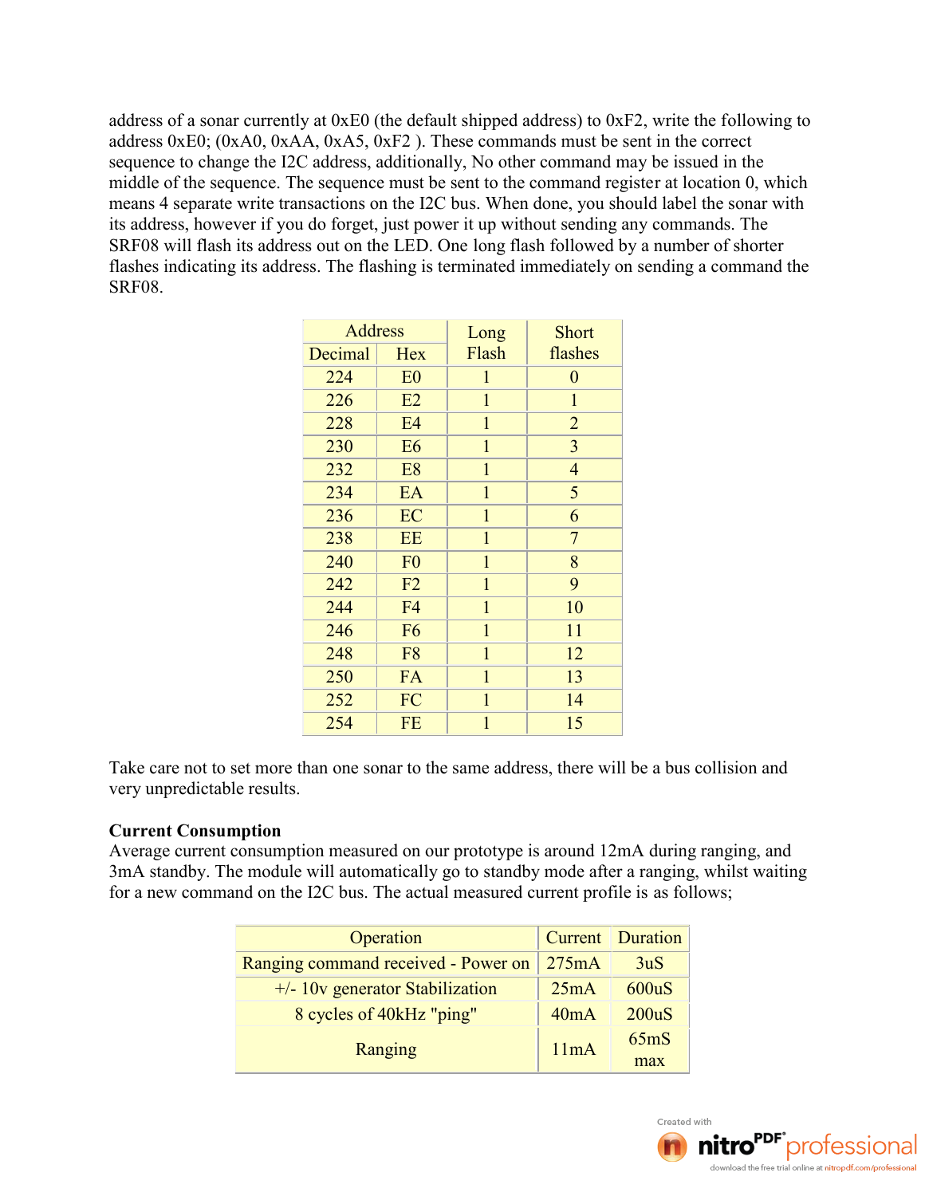address of a sonar currently at 0xE0 (the default shipped address) to 0xF2, write the following to address 0xE0; (0xA0, 0xAA, 0xA5, 0xF2 ). These commands must be sent in the correct sequence to change the I2C address, additionally, No other command may be issued in the middle of the sequence. The sequence must be sent to the command register at location 0, which means 4 separate write transactions on the I2C bus. When done, you should label the sonar with its address, however if you do forget, just power it up without sending any commands. The SRF08 will flash its address out on the LED. One long flash followed by a number of shorter flashes indicating its address. The flashing is terminated immediately on sending a command the SRF08.

| Address | | Long Flash | Short flashes |
|---|---|---|---|
| Decimal | Hex | | |
| 224 | E0 | 1 | 0 |
| 226 | E2 | 1 | 1 |
| 228 | E4 | 1 | 2 |
| 230 | E6 | 1 | 3 |
| 232 | E8 | 1 | 4 |
| 234 | EA | 1 | 5 |
| 236 | EC | 1 | 6 |
| 238 | EE | 1 | 7 |
| 240 | F0 | 1 | 8 |
| 242 | F2 | 1 | 9 |
| 244 | F4 | 1 | 10 |
| 246 | F6 | 1 | 11 |
| 248 | F8 | 1 | 12 |
| 250 | FA | 1 | 13 |
| 252 | FC | 1 | 14 |
| 254 | FE | 1 | 15 |

Take care not to set more than one sonar to the same address, there will be a bus collision and very unpredictable results.

**Current Consumption**
Average current consumption measured on our prototype is around 12mA during ranging, and 3mA standby. The module will automatically go to standby mode after a ranging, whilst waiting for a new command on the I2C bus. The actual measured current profile is as follows;

| Operation | Current | Duration |
|---|---|---|
| Ranging command received - Power on | 275mA | 3uS |
| +/- 10v generator Stabilization | 25mA | 600uS |
| 8 cycles of 40kHz "ping" | 40mA | 200uS |
| Ranging | 11mA | 65mS max |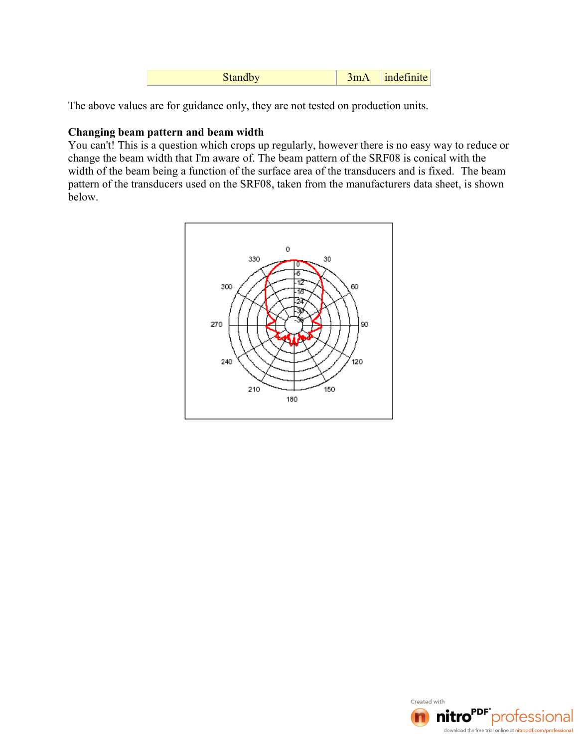| | | |
|---|---|---|
| Standby | 3mA | indefinite |

The above values are for guidance only, they are not tested on production units.

**Changing beam pattern and beam width**

You can't! This is a question which crops up regularly, however there is no easy way to reduce or change the beam width that I'm aware of. The beam pattern of the SRF08 is conical with the width of the beam being a function of the surface area of the transducers and is fixed. The beam pattern of the transducers used on the SRF08, taken from the manufacturers data sheet, is shown below.

0
330
30
300
60
270
90
240
120
210
150
180
0
-6
-12
-18
-24
-30
-36